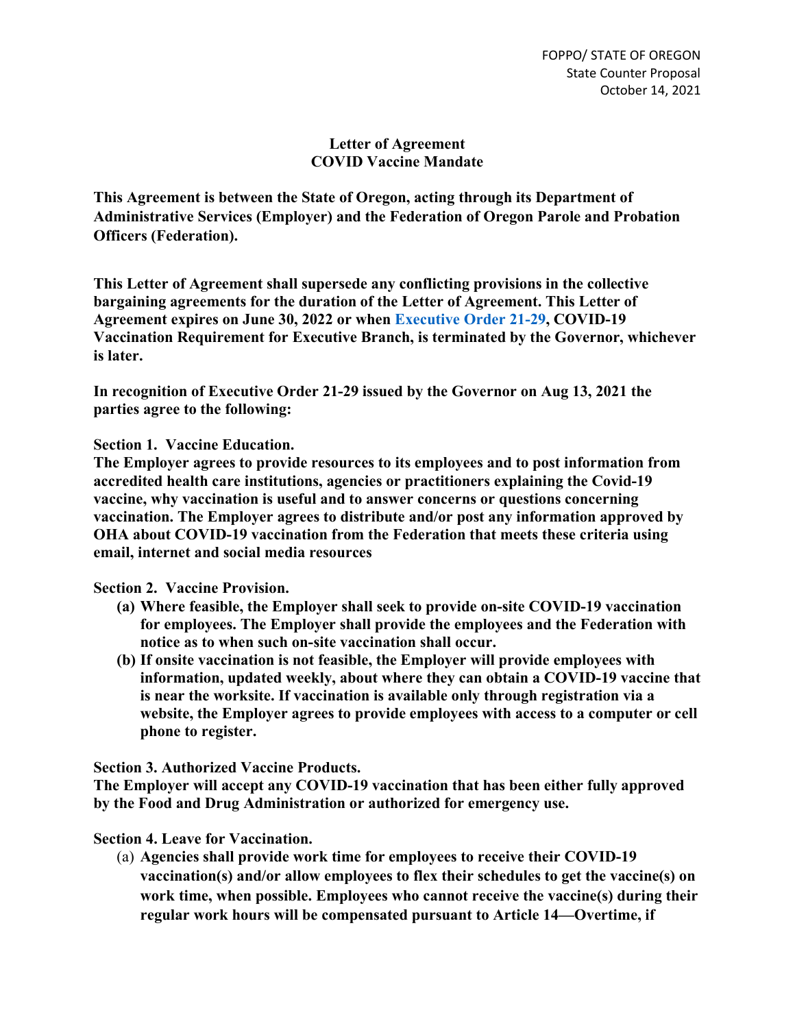FOPPO/ STATE OF OREGON
State Counter Proposal
October 14, 2021

# Letter of Agreement
# COVID Vaccine Mandate

**This Agreement is between the State of Oregon, acting through its Department of Administrative Services (Employer) and the Federation of Oregon Parole and Probation Officers (Federation).**

**This Letter of Agreement shall supersede any conflicting provisions in the collective bargaining agreements for the duration of the Letter of Agreement. This Letter of Agreement expires on June 30, 2022 or when Executive Order 21-29, COVID-19 Vaccination Requirement for Executive Branch, is terminated by the Governor, whichever is later.**

**In recognition of Executive Order 21-29 issued by the Governor on Aug 13, 2021 the parties agree to the following:**

**Section 1. Vaccine Education.**
**The Employer agrees to provide resources to its employees and to post information from accredited health care institutions, agencies or practitioners explaining the Covid-19 vaccine, why vaccination is useful and to answer concerns or questions concerning vaccination. The Employer agrees to distribute and/or post any information approved by OHA about COVID-19 vaccination from the Federation that meets these criteria using email, internet and social media resources**

**Section 2. Vaccine Provision.**

- **(a) Where feasible, the Employer shall seek to provide on-site COVID-19 vaccination for employees. The Employer shall provide the employees and the Federation with notice as to when such on-site vaccination shall occur.**
- **(b) If onsite vaccination is not feasible, the Employer will provide employees with information, updated weekly, about where they can obtain a COVID-19 vaccine that is near the worksite. If vaccination is available only through registration via a website, the Employer agrees to provide employees with access to a computer or cell phone to register.**

**Section 3. Authorized Vaccine Products.**
**The Employer will accept any COVID-19 vaccination that has been either fully approved by the Food and Drug Administration or authorized for emergency use.**

**Section 4. Leave for Vaccination.**

- (a) **Agencies shall provide work time for employees to receive their COVID-19 vaccination(s) and/or allow employees to flex their schedules to get the vaccine(s) on work time, when possible. Employees who cannot receive the vaccine(s) during their regular work hours will be compensated pursuant to Article 14—Overtime, if**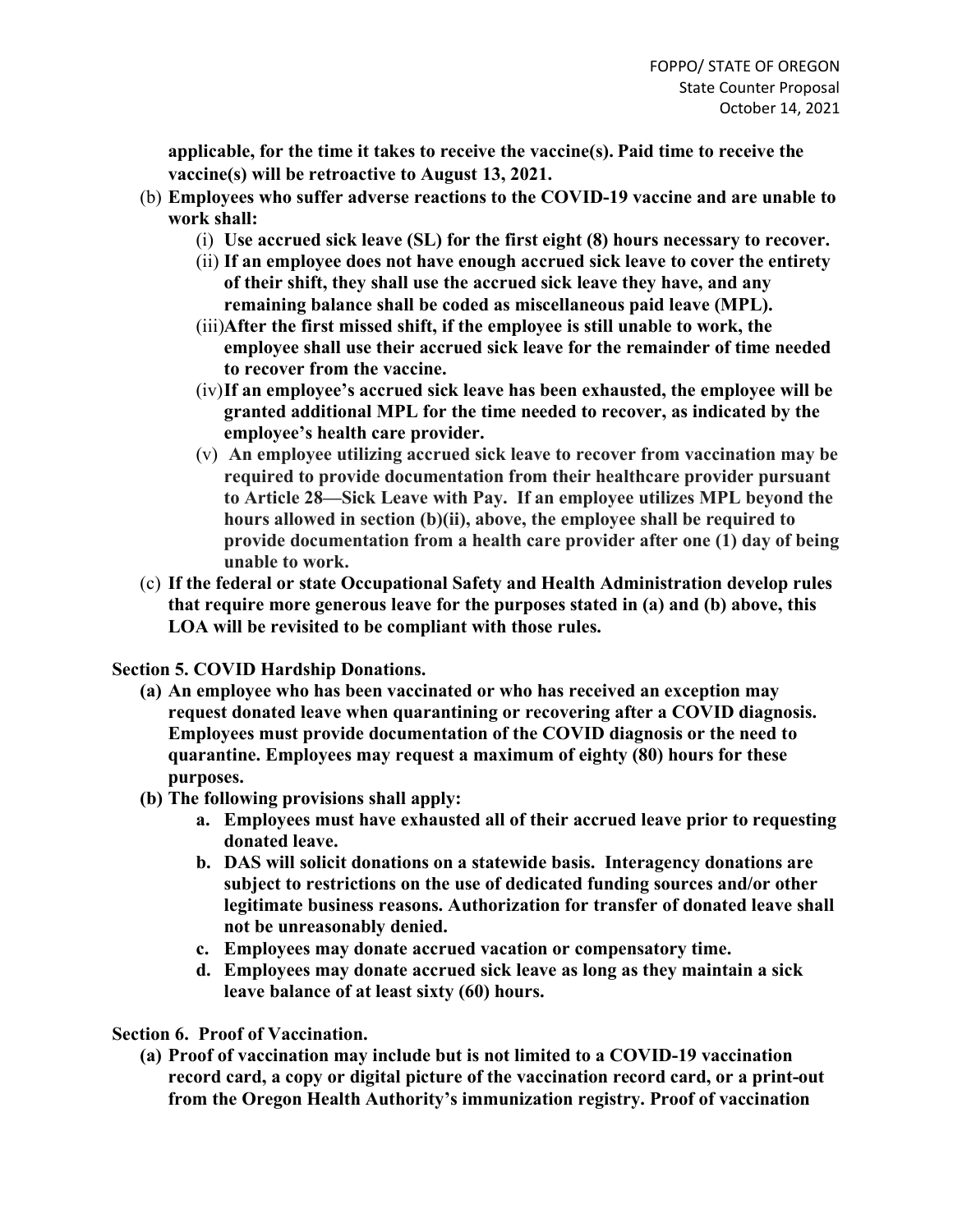**applicable, for the time it takes to receive the vaccine(s). Paid time to receive the vaccine(s) will be retroactive to August 13, 2021.**

(b) **Employees who suffer adverse reactions to the COVID-19 vaccine and are unable to work shall:**

   (i) **Use accrued sick leave (SL) for the first eight (8) hours necessary to recover.**

   (ii) **If an employee does not have enough accrued sick leave to cover the entirety of their shift, they shall use the accrued sick leave they have, and any remaining balance shall be coded as miscellaneous paid leave (MPL).**

   (iii) **After the first missed shift, if the employee is still unable to work, the employee shall use their accrued sick leave for the remainder of time needed to recover from the vaccine.**

   (iv) **If an employee's accrued sick leave has been exhausted, the employee will be granted additional MPL for the time needed to recover, as indicated by the employee's health care provider.**

   (v) **An employee utilizing accrued sick leave to recover from vaccination may be required to provide documentation from their healthcare provider pursuant to Article 28—Sick Leave with Pay. If an employee utilizes MPL beyond the hours allowed in section (b)(ii), above, the employee shall be required to provide documentation from a health care provider after one (1) day of being unable to work.**

(c) **If the federal or state Occupational Safety and Health Administration develop rules that require more generous leave for the purposes stated in (a) and (b) above, this LOA will be revisited to be compliant with those rules.**

**Section 5. COVID Hardship Donations.**

**(a) An employee who has been vaccinated or who has received an exception may request donated leave when quarantining or recovering after a COVID diagnosis. Employees must provide documentation of the COVID diagnosis or the need to quarantine. Employees may request a maximum of eighty (80) hours for these purposes.**

**(b) The following provisions shall apply:**

   **a. Employees must have exhausted all of their accrued leave prior to requesting donated leave.**

   **b. DAS will solicit donations on a statewide basis. Interagency donations are subject to restrictions on the use of dedicated funding sources and/or other legitimate business reasons. Authorization for transfer of donated leave shall not be unreasonably denied.**

   **c. Employees may donate accrued vacation or compensatory time.**

   **d. Employees may donate accrued sick leave as long as they maintain a sick leave balance of at least sixty (60) hours.**

**Section 6. Proof of Vaccination.**

**(a) Proof of vaccination may include but is not limited to a COVID-19 vaccination record card, a copy or digital picture of the vaccination record card, or a print-out from the Oregon Health Authority's immunization registry. Proof of vaccination**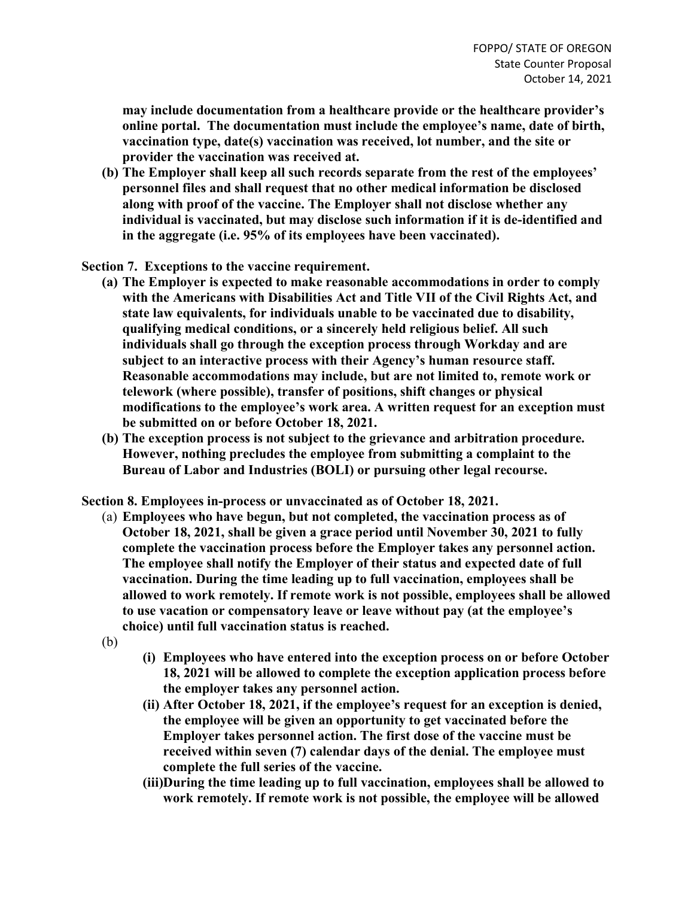**may include documentation from a healthcare provide or the healthcare provider's online portal. The documentation must include the employee's name, date of birth, vaccination type, date(s) vaccination was received, lot number, and the site or provider the vaccination was received at.**

**(b) The Employer shall keep all such records separate from the rest of the employees' personnel files and shall request that no other medical information be disclosed along with proof of the vaccine. The Employer shall not disclose whether any individual is vaccinated, but may disclose such information if it is de-identified and in the aggregate (i.e. 95% of its employees have been vaccinated).**

**Section 7. Exceptions to the vaccine requirement.**

**(a) The Employer is expected to make reasonable accommodations in order to comply with the Americans with Disabilities Act and Title VII of the Civil Rights Act, and state law equivalents, for individuals unable to be vaccinated due to disability, qualifying medical conditions, or a sincerely held religious belief. All such individuals shall go through the exception process through Workday and are subject to an interactive process with their Agency's human resource staff. Reasonable accommodations may include, but are not limited to, remote work or telework (where possible), transfer of positions, shift changes or physical modifications to the employee's work area. A written request for an exception must be submitted on or before October 18, 2021.**

**(b) The exception process is not subject to the grievance and arbitration procedure. However, nothing precludes the employee from submitting a complaint to the Bureau of Labor and Industries (BOLI) or pursuing other legal recourse.**

**Section 8. Employees in-process or unvaccinated as of October 18, 2021.**

(a) **Employees who have begun, but not completed, the vaccination process as of October 18, 2021, shall be given a grace period until November 30, 2021 to fully complete the vaccination process before the Employer takes any personnel action. The employee shall notify the Employer of their status and expected date of full vaccination. During the time leading up to full vaccination, employees shall be allowed to work remotely. If remote work is not possible, employees shall be allowed to use vacation or compensatory leave or leave without pay (at the employee's choice) until full vaccination status is reached.**

(b)

**(i) Employees who have entered into the exception process on or before October 18, 2021 will be allowed to complete the exception application process before the employer takes any personnel action.**

**(ii) After October 18, 2021, if the employee's request for an exception is denied, the employee will be given an opportunity to get vaccinated before the Employer takes personnel action. The first dose of the vaccine must be received within seven (7) calendar days of the denial. The employee must complete the full series of the vaccine.**

**(iii) During the time leading up to full vaccination, employees shall be allowed to work remotely. If remote work is not possible, the employee will be allowed**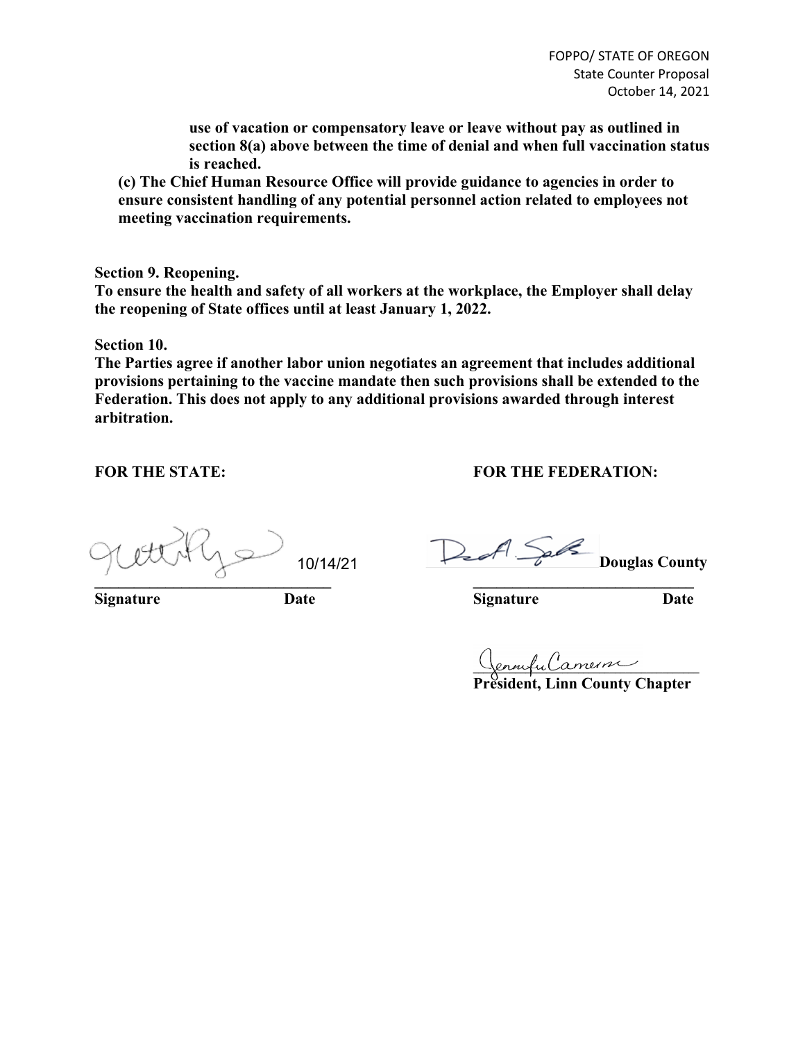**use of vacation or compensatory leave or leave without pay as outlined in section 8(a) above between the time of denial and when full vaccination status is reached.**

**(c) The Chief Human Resource Office will provide guidance to agencies in order to ensure consistent handling of any potential personnel action related to employees not meeting vaccination requirements.**

**Section 9. Reopening.**
**To ensure the health and safety of all workers at the workplace, the Employer shall delay the reopening of State offices until at least January 1, 2022.**

**Section 10.**
**The Parties agree if another labor union negotiates an agreement that includes additional provisions pertaining to the vaccine mandate then such provisions shall be extended to the Federation. This does not apply to any additional provisions awarded through interest arbitration.**

**FOR THE STATE:**

10/14/21
______________________________
**Signature Date**

**FOR THE FEDERATION:**

**Douglas County**
______________________________
**Signature Date**

______________________________
**President, Linn County Chapter**